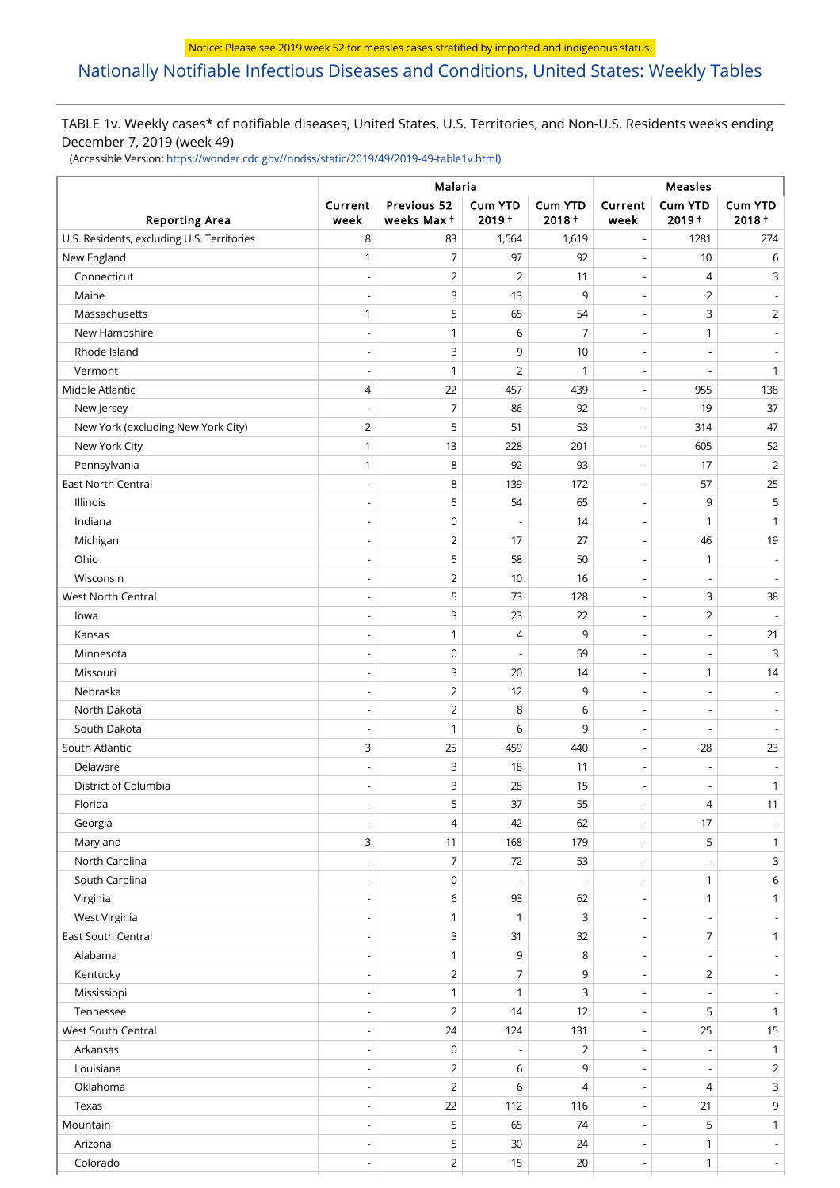Notice: Please see 2019 week 52 for measles cases stratified by imported and indigenous status.

# Nationally Notifiable Infectious Diseases and Conditions, United States: Weekly Tables

TABLE 1v. Weekly cases* of notifiable diseases, United States, U.S. Territories, and Non-U.S. Residents weeks ending December 7, 2019 (week 49)

(Accessible Version: https://wonder.cdc.gov//nndss/static/2019/49/2019-49-table1v.html)

| Reporting Area | Malaria | | | | Measles | | |
|---|---|---|---|---|---|---|---|
| | Current week | Previous 52 weeks Max † | Cum YTD 2019 † | Cum YTD 2018 † | Current week | Cum YTD 2019 † | Cum YTD 2018 † |
| U.S. Residents, excluding U.S. Territories | 8 | 83 | 1,564 | 1,619 | - | 1281 | 274 |
| New England | 1 | 7 | 97 | 92 | - | 10 | 6 |
| Connecticut | - | 2 | 2 | 11 | - | 4 | 3 |
| Maine | - | 3 | 13 | 9 | - | 2 | - |
| Massachusetts | 1 | 5 | 65 | 54 | - | 3 | 2 |
| New Hampshire | - | 1 | 6 | 7 | - | 1 | - |
| Rhode Island | - | 3 | 9 | 10 | - | - | - |
| Vermont | - | 1 | 2 | 1 | - | - | 1 |
| Middle Atlantic | 4 | 22 | 457 | 439 | - | 955 | 138 |
| New Jersey | - | 7 | 86 | 92 | - | 19 | 37 |
| New York (excluding New York City) | 2 | 5 | 51 | 53 | - | 314 | 47 |
| New York City | 1 | 13 | 228 | 201 | - | 605 | 52 |
| Pennsylvania | 1 | 8 | 92 | 93 | - | 17 | 2 |
| East North Central | - | 8 | 139 | 172 | - | 57 | 25 |
| Illinois | - | 5 | 54 | 65 | - | 9 | 5 |
| Indiana | - | 0 | - | 14 | - | 1 | 1 |
| Michigan | - | 2 | 17 | 27 | - | 46 | 19 |
| Ohio | - | 5 | 58 | 50 | - | 1 | - |
| Wisconsin | - | 2 | 10 | 16 | - | - | - |
| West North Central | - | 5 | 73 | 128 | - | 3 | 38 |
| Iowa | - | 3 | 23 | 22 | - | 2 | - |
| Kansas | - | 1 | 4 | 9 | - | - | 21 |
| Minnesota | - | 0 | - | 59 | - | - | 3 |
| Missouri | - | 3 | 20 | 14 | - | 1 | 14 |
| Nebraska | - | 2 | 12 | 9 | - | - | - |
| North Dakota | - | 2 | 8 | 6 | - | - | - |
| South Dakota | - | 1 | 6 | 9 | - | - | - |
| South Atlantic | 3 | 25 | 459 | 440 | - | 28 | 23 |
| Delaware | - | 3 | 18 | 11 | - | - | - |
| District of Columbia | - | 3 | 28 | 15 | - | - | 1 |
| Florida | - | 5 | 37 | 55 | - | 4 | 11 |
| Georgia | - | 4 | 42 | 62 | - | 17 | - |
| Maryland | 3 | 11 | 168 | 179 | - | 5 | 1 |
| North Carolina | - | 7 | 72 | 53 | - | - | 3 |
| South Carolina | - | 0 | - | - | - | 1 | 6 |
| Virginia | - | 6 | 93 | 62 | - | 1 | 1 |
| West Virginia | - | 1 | 1 | 3 | - | - | - |
| East South Central | - | 3 | 31 | 32 | - | 7 | 1 |
| Alabama | - | 1 | 9 | 8 | - | - | - |
| Kentucky | - | 2 | 7 | 9 | - | 2 | - |
| Mississippi | - | 1 | 1 | 3 | - | - | - |
| Tennessee | - | 2 | 14 | 12 | - | 5 | 1 |
| West South Central | - | 24 | 124 | 131 | - | 25 | 15 |
| Arkansas | - | 0 | - | 2 | - | - | 1 |
| Louisiana | - | 2 | 6 | 9 | - | - | 2 |
| Oklahoma | - | 2 | 6 | 4 | - | 4 | 3 |
| Texas | - | 22 | 112 | 116 | - | 21 | 9 |
| Mountain | - | 5 | 65 | 74 | - | 5 | 1 |
| Arizona | - | 5 | 30 | 24 | - | 1 | - |
| Colorado | - | 2 | 15 | 20 | - | 1 | - |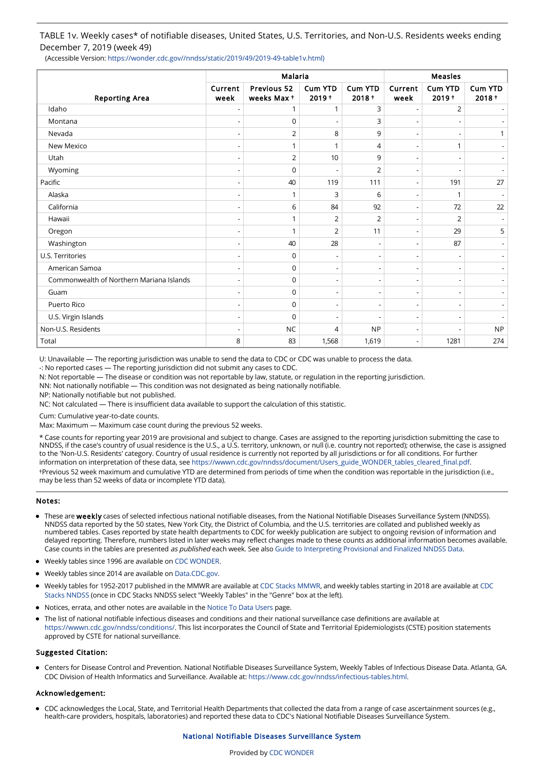TABLE 1v. Weekly cases* of notifiable diseases, United States, U.S. Territories, and Non-U.S. Residents weeks ending December 7, 2019 (week 49)

(Accessible Version: https://wonder.cdc.gov//nndss/static/2019/49/2019-49-table1v.html)

| | Malaria | | | | Measles | | |
|---|---|---|---|---|---|---|---|
| Reporting Area | Current week | Previous 52 weeks Max † | Cum YTD 2019 † | Cum YTD 2018 † | Current week | Cum YTD 2019 † | Cum YTD 2018 † |
| Idaho | - | 1 | 1 | 3 | - | 2 | - |
| Montana | - | 0 | - | 3 | - | - | - |
| Nevada | - | 2 | 8 | 9 | - | - | 1 |
| New Mexico | - | 1 | 1 | 4 | - | 1 | - |
| Utah | - | 2 | 10 | 9 | - | - | - |
| Wyoming | - | 0 | - | 2 | - | - | - |
| Pacific | - | 40 | 119 | 111 | - | 191 | 27 |
| Alaska | - | 1 | 3 | 6 | - | 1 | - |
| California | - | 6 | 84 | 92 | - | 72 | 22 |
| Hawaii | - | 1 | 2 | 2 | - | 2 | - |
| Oregon | - | 1 | 2 | 11 | - | 29 | 5 |
| Washington | - | 40 | 28 | - | - | 87 | - |
| U.S. Territories | - | 0 | - | - | - | - | - |
| American Samoa | - | 0 | - | - | - | - | - |
| Commonwealth of Northern Mariana Islands | - | 0 | - | - | - | - | - |
| Guam | - | 0 | - | - | - | - | - |
| Puerto Rico | - | 0 | - | - | - | - | - |
| U.S. Virgin Islands | - | 0 | - | - | - | - | - |
| Non-U.S. Residents | - | NC | 4 | NP | - | - | NP |
| Total | 8 | 83 | 1,568 | 1,619 | - | 1281 | 274 |

U: Unavailable — The reporting jurisdiction was unable to send the data to CDC or CDC was unable to process the data.

-: No reported cases — The reporting jurisdiction did not submit any cases to CDC.

N: Not reportable — The disease or condition was not reportable by law, statute, or regulation in the reporting jurisdiction.

NN: Not nationally notifiable — This condition was not designated as being nationally notifiable.

NP: Nationally notifiable but not published.

NC: Not calculated — There is insufficient data available to support the calculation of this statistic.

Cum: Cumulative year-to-date counts.

Max: Maximum — Maximum case count during the previous 52 weeks.

* Case counts for reporting year 2019 are provisional and subject to change. Cases are assigned to the reporting jurisdiction submitting the case to NNDSS, if the case's country of usual residence is the U.S., a U.S. territory, unknown, or null (i.e. country not reported); otherwise, the case is assigned to the 'Non-U.S. Residents' category. Country of usual residence is currently not reported by all jurisdictions or for all conditions. For further information on interpretation of these data, see https://wwwn.cdc.gov/nndss/document/Users_guide_WONDER_tables_cleared_final.pdf.

†Previous 52 week maximum and cumulative YTD are determined from periods of time when the condition was reportable in the jurisdiction (i.e., may be less than 52 weeks of data or incomplete YTD data).

### Notes:

- These are **weekly** cases of selected infectious national notifiable diseases, from the National Notifiable Diseases Surveillance System (NNDSS). NNDSS data reported by the 50 states, New York City, the District of Columbia, and the U.S. territories are collated and published weekly as numbered tables. Cases reported by state health departments to CDC for weekly publication are subject to ongoing revision of information and delayed reporting. Therefore, numbers listed in later weeks may reflect changes made to these counts as additional information becomes available. Case counts in the tables are presented *as published* each week. See also Guide to Interpreting Provisional and Finalized NNDSS Data.
- Weekly tables since 1996 are available on CDC WONDER.
- Weekly tables since 2014 are available on Data.CDC.gov.
- Weekly tables for 1952-2017 published in the MMWR are available at CDC Stacks MMWR, and weekly tables starting in 2018 are available at CDC Stacks NNDSS (once in CDC Stacks NNDSS select "Weekly Tables" in the "Genre" box at the left).
- Notices, errata, and other notes are available in the Notice To Data Users page.
- The list of national notifiable infectious diseases and conditions and their national surveillance case definitions are available at https://wwwn.cdc.gov/nndss/conditions/. This list incorporates the Council of State and Territorial Epidemiologists (CSTE) position statements approved by CSTE for national surveillance.

### Suggested Citation:

- Centers for Disease Control and Prevention. National Notifiable Diseases Surveillance System, Weekly Tables of Infectious Disease Data. Atlanta, GA. CDC Division of Health Informatics and Surveillance. Available at: https://www.cdc.gov/nndss/infectious-tables.html.

### Acknowledgement:

- CDC acknowledges the Local, State, and Territorial Health Departments that collected the data from a range of case ascertainment sources (e.g., health-care providers, hospitals, laboratories) and reported these data to CDC's National Notifiable Diseases Surveillance System.

National Notifiable Diseases Surveillance System

Provided by CDC WONDER